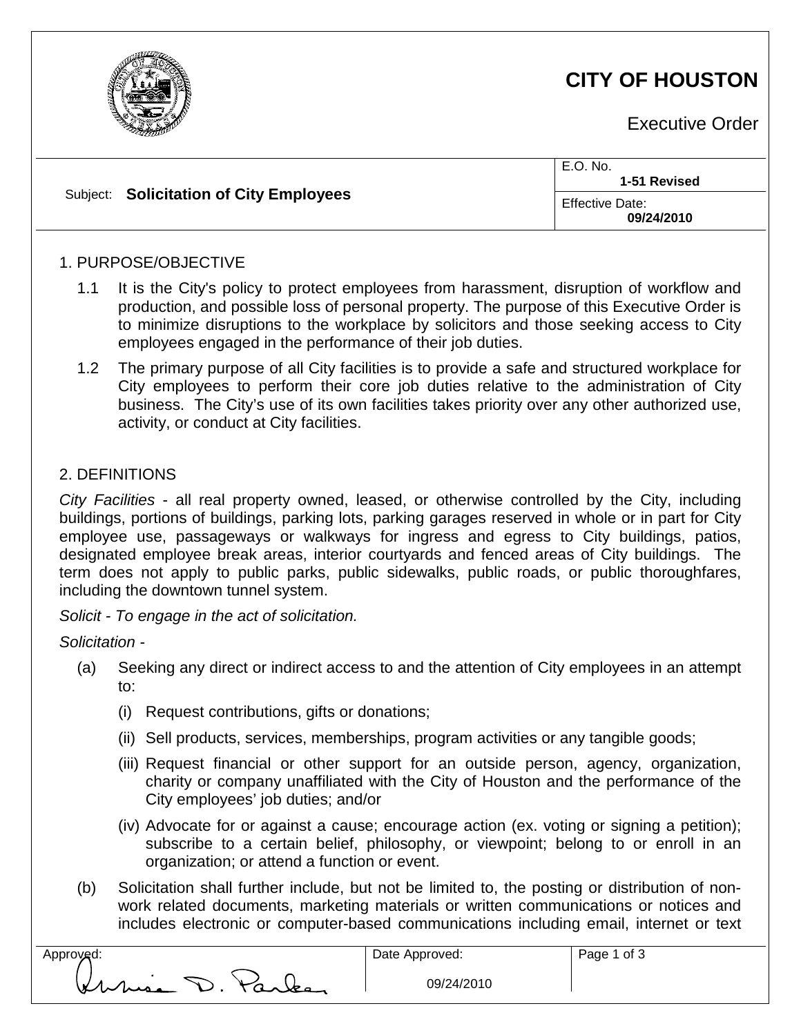# CITY OF HOUSTON

Executive Order

| Subject: **Solicitation of City Employees** | E.O. No. **1-51 Revised** |
| --- | --- |
| | Effective Date: **09/24/2010** |

## 1. PURPOSE/OBJECTIVE

1.1 It is the City's policy to protect employees from harassment, disruption of workflow and production, and possible loss of personal property. The purpose of this Executive Order is to minimize disruptions to the workplace by solicitors and those seeking access to City employees engaged in the performance of their job duties.

1.2 The primary purpose of all City facilities is to provide a safe and structured workplace for City employees to perform their core job duties relative to the administration of City business. The City's use of its own facilities takes priority over any other authorized use, activity, or conduct at City facilities.

## 2. DEFINITIONS

*City Facilities* - all real property owned, leased, or otherwise controlled by the City, including buildings, portions of buildings, parking lots, parking garages reserved in whole or in part for City employee use, passageways or walkways for ingress and egress to City buildings, patios, designated employee break areas, interior courtyards and fenced areas of City buildings. The term does not apply to public parks, public sidewalks, public roads, or public thoroughfares, including the downtown tunnel system.

*Solicit - To engage in the act of solicitation.*

*Solicitation -*

(a) Seeking any direct or indirect access to and the attention of City employees in an attempt to:

(i) Request contributions, gifts or donations;

(ii) Sell products, services, memberships, program activities or any tangible goods;

(iii) Request financial or other support for an outside person, agency, organization, charity or company unaffiliated with the City of Houston and the performance of the City employees' job duties; and/or

(iv) Advocate for or against a cause; encourage action (ex. voting or signing a petition); subscribe to a certain belief, philosophy, or viewpoint; belong to or enroll in an organization; or attend a function or event.

(b) Solicitation shall further include, but not be limited to, the posting or distribution of non-work related documents, marketing materials or written communications or notices and includes electronic or computer-based communications including email, internet or text

| Approved: | Date Approved: |
| --- | --- |
| Annise D. Parker | 09/24/2010 |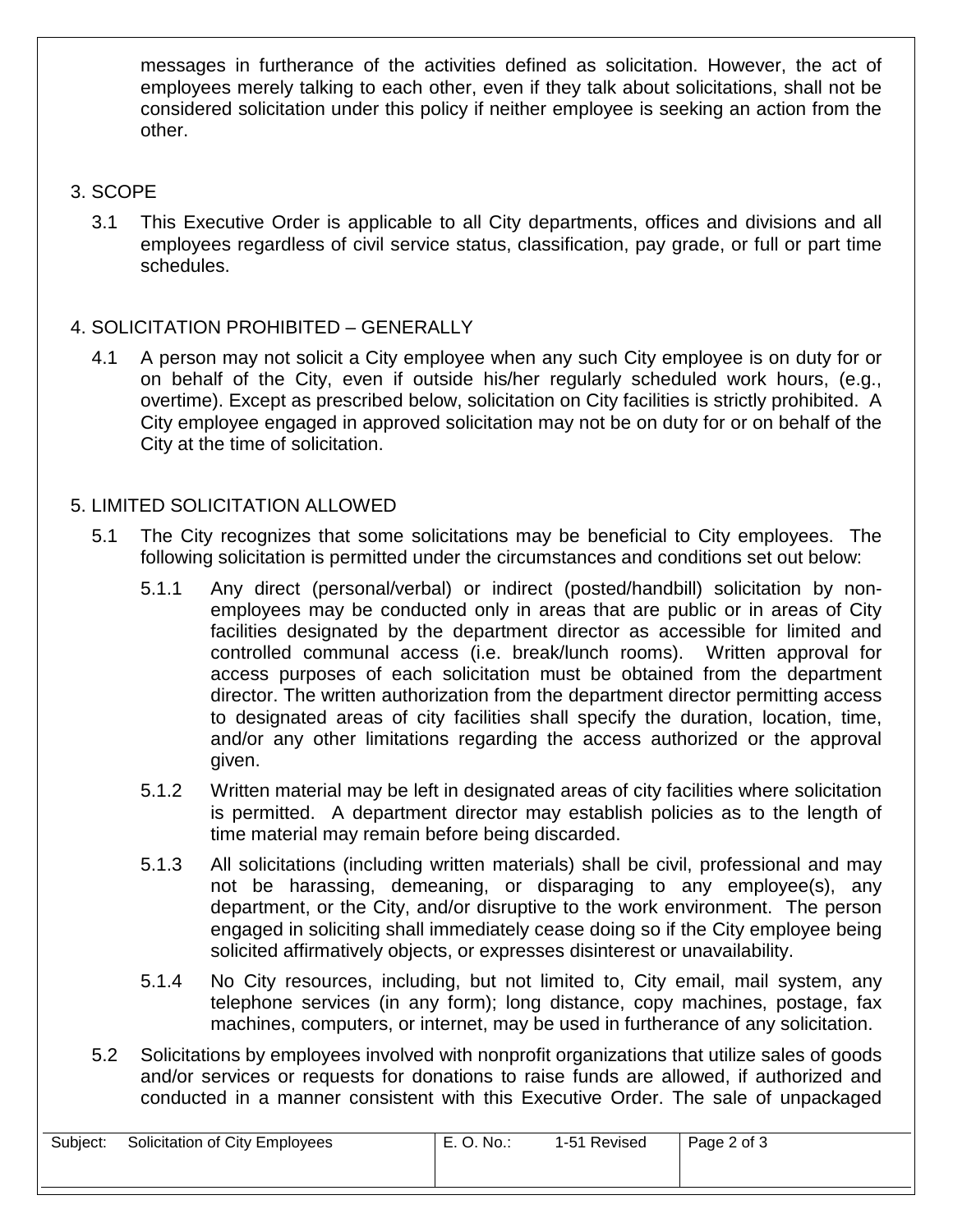messages in furtherance of the activities defined as solicitation. However, the act of employees merely talking to each other, even if they talk about solicitations, shall not be considered solicitation under this policy if neither employee is seeking an action from the other.

## 3. SCOPE

3.1 This Executive Order is applicable to all City departments, offices and divisions and all employees regardless of civil service status, classification, pay grade, or full or part time schedules.

## 4. SOLICITATION PROHIBITED – GENERALLY

4.1 A person may not solicit a City employee when any such City employee is on duty for or on behalf of the City, even if outside his/her regularly scheduled work hours, (e.g., overtime). Except as prescribed below, solicitation on City facilities is strictly prohibited. A City employee engaged in approved solicitation may not be on duty for or on behalf of the City at the time of solicitation.

## 5. LIMITED SOLICITATION ALLOWED

5.1 The City recognizes that some solicitations may be beneficial to City employees. The following solicitation is permitted under the circumstances and conditions set out below:

5.1.1 Any direct (personal/verbal) or indirect (posted/handbill) solicitation by non-employees may be conducted only in areas that are public or in areas of City facilities designated by the department director as accessible for limited and controlled communal access (i.e. break/lunch rooms). Written approval for access purposes of each solicitation must be obtained from the department director. The written authorization from the department director permitting access to designated areas of city facilities shall specify the duration, location, time, and/or any other limitations regarding the access authorized or the approval given.

5.1.2 Written material may be left in designated areas of city facilities where solicitation is permitted. A department director may establish policies as to the length of time material may remain before being discarded.

5.1.3 All solicitations (including written materials) shall be civil, professional and may not be harassing, demeaning, or disparaging to any employee(s), any department, or the City, and/or disruptive to the work environment. The person engaged in soliciting shall immediately cease doing so if the City employee being solicited affirmatively objects, or expresses disinterest or unavailability.

5.1.4 No City resources, including, but not limited to, City email, mail system, any telephone services (in any form); long distance, copy machines, postage, fax machines, computers, or internet, may be used in furtherance of any solicitation.

5.2 Solicitations by employees involved with nonprofit organizations that utilize sales of goods and/or services or requests for donations to raise funds are allowed, if authorized and conducted in a manner consistent with this Executive Order. The sale of unpackaged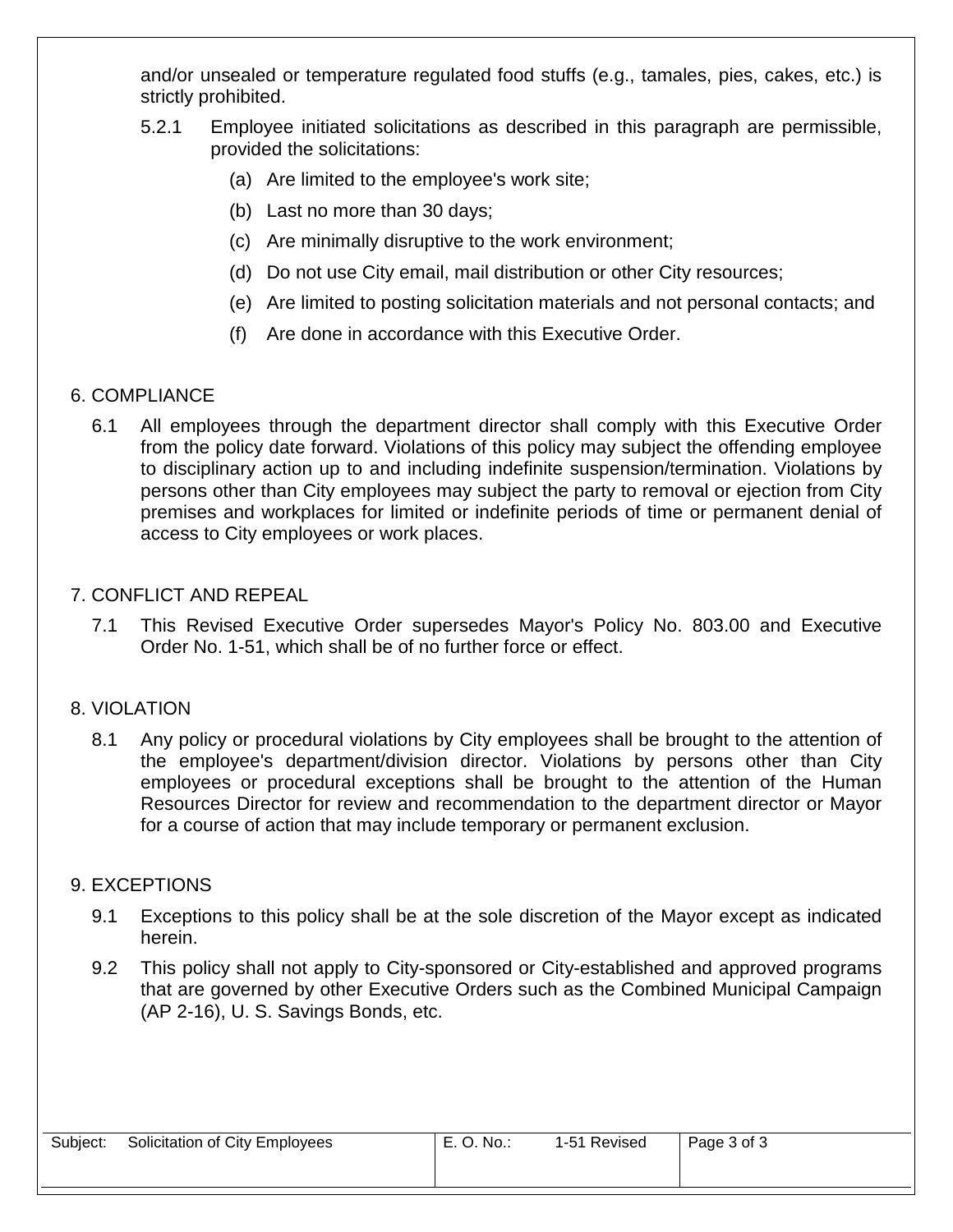and/or unsealed or temperature regulated food stuffs (e.g., tamales, pies, cakes, etc.) is strictly prohibited.

5.2.1 Employee initiated solicitations as described in this paragraph are permissible, provided the solicitations:

(a) Are limited to the employee's work site;

(b) Last no more than 30 days;

(c) Are minimally disruptive to the work environment;

(d) Do not use City email, mail distribution or other City resources;

(e) Are limited to posting solicitation materials and not personal contacts; and

(f) Are done in accordance with this Executive Order.

## 6. COMPLIANCE

6.1 All employees through the department director shall comply with this Executive Order from the policy date forward. Violations of this policy may subject the offending employee to disciplinary action up to and including indefinite suspension/termination. Violations by persons other than City employees may subject the party to removal or ejection from City premises and workplaces for limited or indefinite periods of time or permanent denial of access to City employees or work places.

## 7. CONFLICT AND REPEAL

7.1 This Revised Executive Order supersedes Mayor's Policy No. 803.00 and Executive Order No. 1-51, which shall be of no further force or effect.

## 8. VIOLATION

8.1 Any policy or procedural violations by City employees shall be brought to the attention of the employee's department/division director. Violations by persons other than City employees or procedural exceptions shall be brought to the attention of the Human Resources Director for review and recommendation to the department director or Mayor for a course of action that may include temporary or permanent exclusion.

## 9. EXCEPTIONS

9.1 Exceptions to this policy shall be at the sole discretion of the Mayor except as indicated herein.

9.2 This policy shall not apply to City-sponsored or City-established and approved programs that are governed by other Executive Orders such as the Combined Municipal Campaign (AP 2-16), U. S. Savings Bonds, etc.